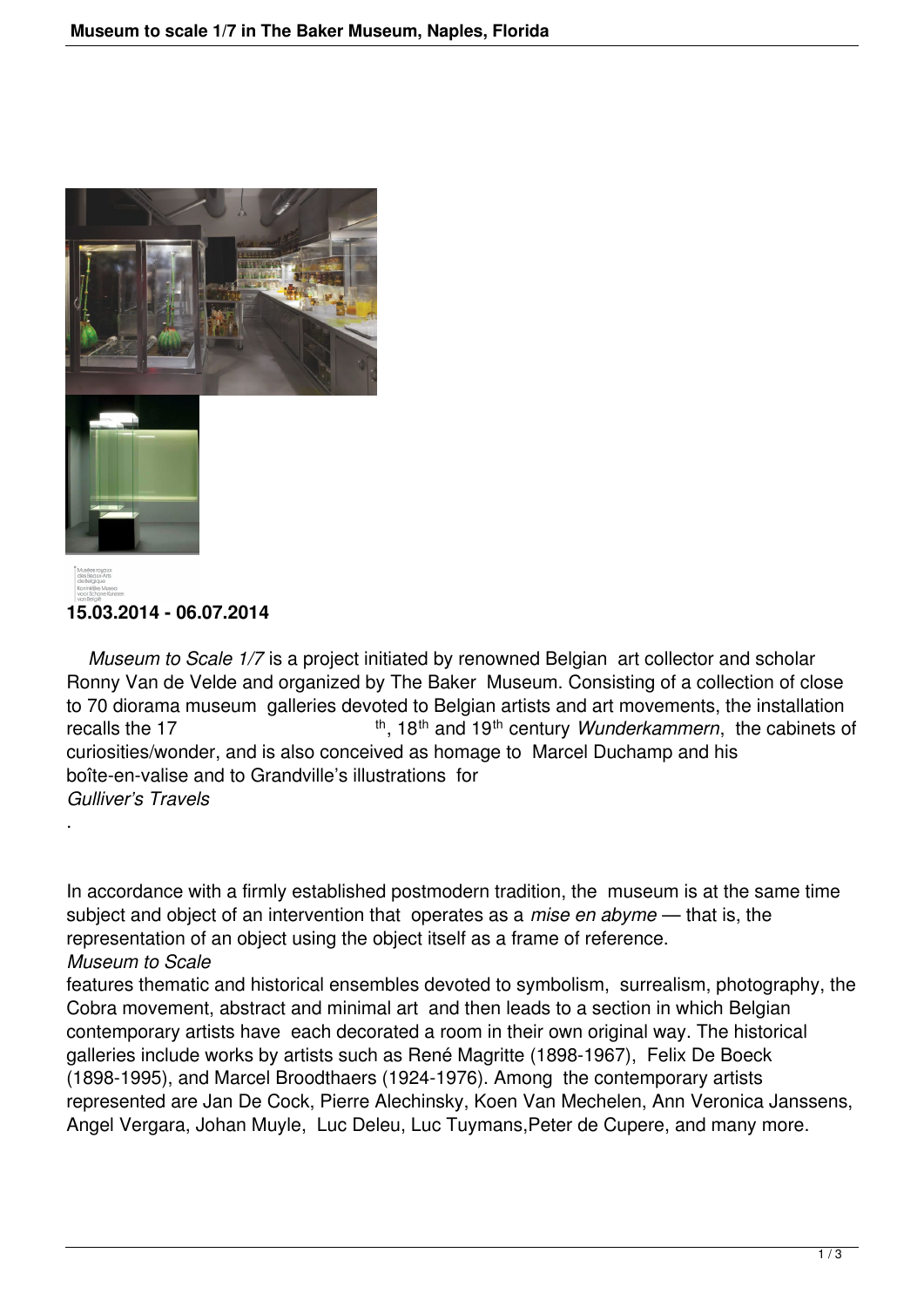**15.03.2014 - 06.07.2014**

*Museum to Scale 1/7* is a project initiated by renowned Belgian art collector and scholar Ronny Van de Velde and organized by The Baker Museum. Consisting of a collection of close to 70 diorama museum galleries devoted to Belgian artists and art movements, the installation recalls the 17th, 18th and 19th century *Wunderkammern*, the cabinets of curiosities/wonder, and is also conceived as homage to Marcel Duchamp and his boîte-en-valise and to Grandville's illustrations for *Gulliver's Travels*.

In accordance with a firmly established postmodern tradition, the museum is at the same time subject and object of an intervention that operates as a *mise en abyme* — that is, the representation of an object using the object itself as a frame of reference. *Museum to Scale* features thematic and historical ensembles devoted to symbolism, surrealism, photography, the Cobra movement, abstract and minimal art and then leads to a section in which Belgian contemporary artists have each decorated a room in their own original way. The historical galleries include works by artists such as René Magritte (1898-1967), Felix De Boeck (1898-1995), and Marcel Broodthaers (1924-1976). Among the contemporary artists represented are Jan De Cock, Pierre Alechinsky, Koen Van Mechelen, Ann Veronica Janssens, Angel Vergara, Johan Muyle, Luc Deleu, Luc Tuymans,Peter de Cupere, and many more.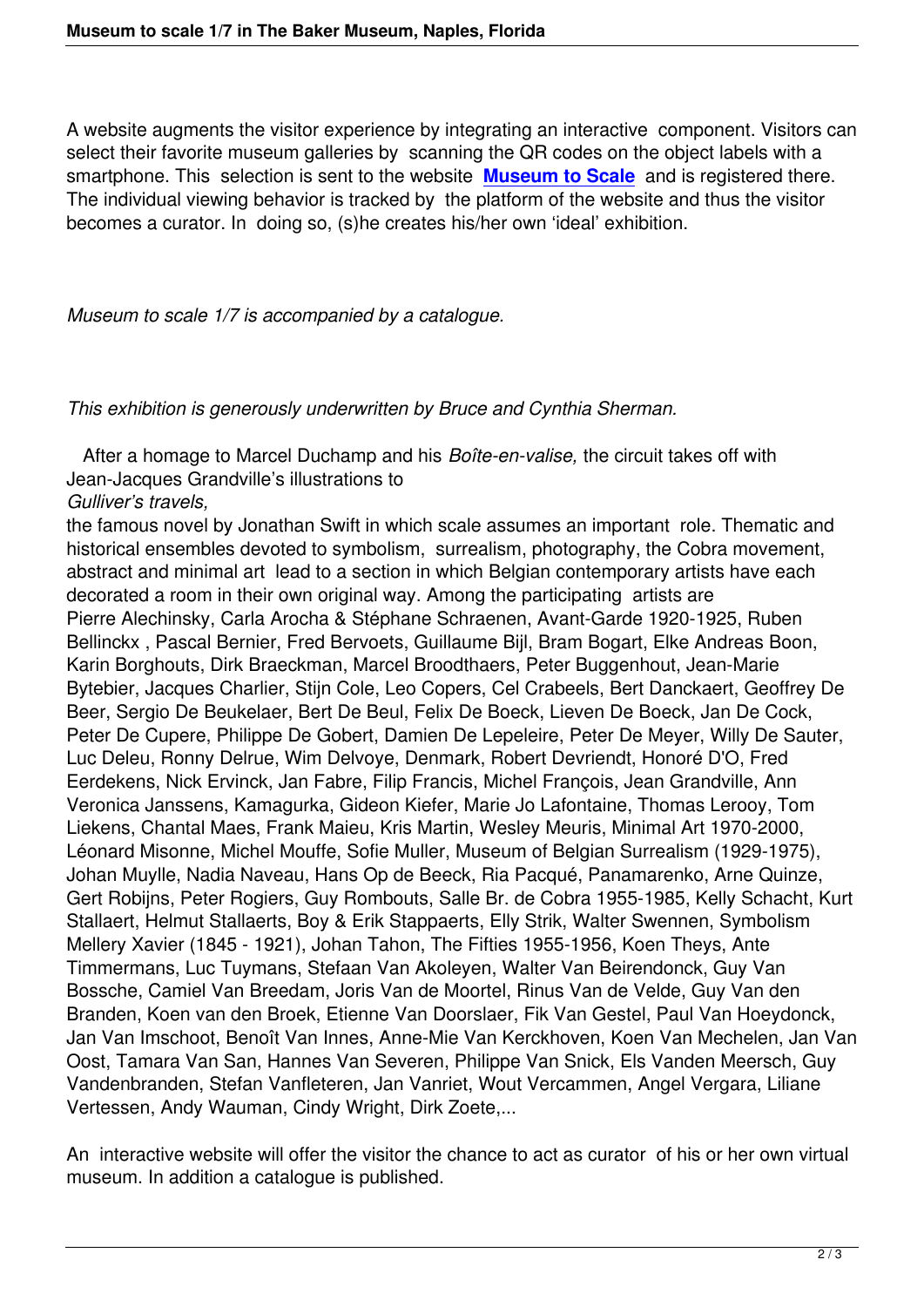A website augments the visitor experience by integrating an interactive component. Visitors can select their favorite museum galleries by scanning the QR codes on the object labels with a smartphone. This selection is sent to the website **Museum to Scale** and is registered there. The individual viewing behavior is tracked by the platform of the website and thus the visitor becomes a curator. In doing so, (s)he creates his/her own 'ideal' exhibition.

*Museum to scale 1/7 is accompanied by a catalogue.*

*This exhibition is generously underwritten by Bruce and Cynthia Sherman.*

After a homage to Marcel Duchamp and his *Boîte-en-valise,* the circuit takes off with Jean-Jacques Grandville's illustrations to *Gulliver's travels,* the famous novel by Jonathan Swift in which scale assumes an important role. Thematic and historical ensembles devoted to symbolism, surrealism, photography, the Cobra movement, abstract and minimal art lead to a section in which Belgian contemporary artists have each decorated a room in their own original way. Among the participating artists are Pierre Alechinsky, Carla Arocha & Stéphane Schraenen, Avant-Garde 1920-1925, Ruben Bellinckx , Pascal Bernier, Fred Bervoets, Guillaume Bijl, Bram Bogart, Elke Andreas Boon, Karin Borghouts, Dirk Braeckman, Marcel Broodthaers, Peter Buggenhout, Jean-Marie Bytebier, Jacques Charlier, Stijn Cole, Leo Copers, Cel Crabeels, Bert Danckaert, Geoffrey De Beer, Sergio De Beukelaer, Bert De Beul, Felix De Boeck, Lieven De Boeck, Jan De Cock, Peter De Cupere, Philippe De Gobert, Damien De Lepeleire, Peter De Meyer, Willy De Sauter, Luc Deleu, Ronny Delrue, Wim Delvoye, Denmark, Robert Devriendt, Honoré D'O, Fred Eerdekens, Nick Ervinck, Jan Fabre, Filip Francis, Michel François, Jean Grandville, Ann Veronica Janssens, Kamagurka, Gideon Kiefer, Marie Jo Lafontaine, Thomas Lerooy, Tom Liekens, Chantal Maes, Frank Maieu, Kris Martin, Wesley Meuris, Minimal Art 1970-2000, Léonard Misonne, Michel Mouffe, Sofie Muller, Museum of Belgian Surrealism (1929-1975), Johan Muylle, Nadia Naveau, Hans Op de Beeck, Ria Pacqué, Panamarenko, Arne Quinze, Gert Robijns, Peter Rogiers, Guy Rombouts, Salle Br. de Cobra 1955-1985, Kelly Schacht, Kurt Stallaert, Helmut Stallaerts, Boy & Erik Stappaerts, Elly Strik, Walter Swennen, Symbolism Mellery Xavier (1845 - 1921), Johan Tahon, The Fifties 1955-1956, Koen Theys, Ante Timmermans, Luc Tuymans, Stefaan Van Akoleyen, Walter Van Beirendonck, Guy Van Bossche, Camiel Van Breedam, Joris Van de Moortel, Rinus Van de Velde, Guy Van den Branden, Koen van den Broek, Etienne Van Doorslaer, Fik Van Gestel, Paul Van Hoeydonck, Jan Van Imschoot, Benoît Van Innes, Anne-Mie Van Kerckhoven, Koen Van Mechelen, Jan Van Oost, Tamara Van San, Hannes Van Severen, Philippe Van Snick, Els Vanden Meersch, Guy Vandenbranden, Stefan Vanfleteren, Jan Vanriet, Wout Vercammen, Angel Vergara, Liliane Vertessen, Andy Wauman, Cindy Wright, Dirk Zoete,...

An interactive website will offer the visitor the chance to act as curator of his or her own virtual museum. In addition a catalogue is published.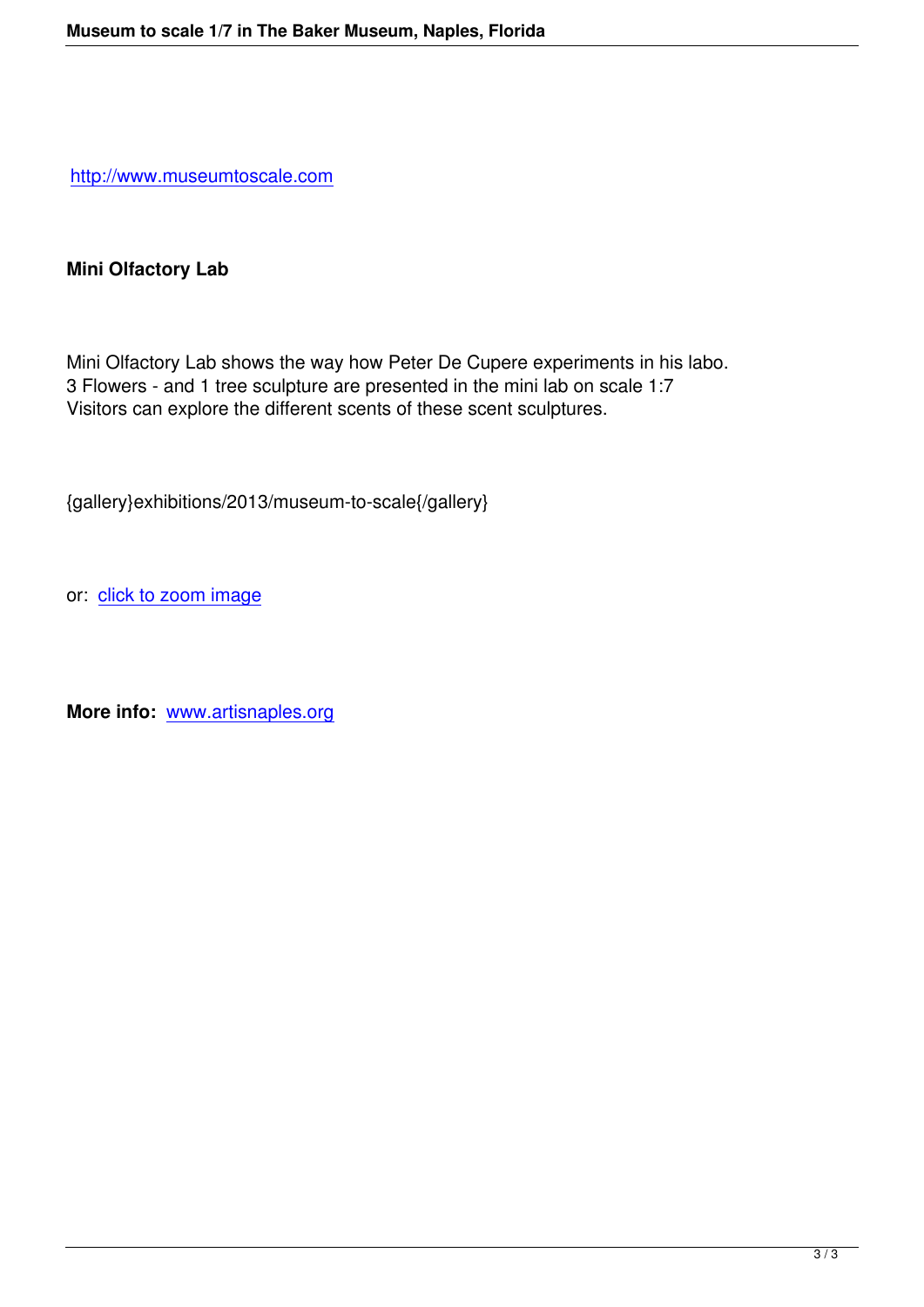http://www.museumtoscale.com

**Mini Olfactory Lab**

Mini Olfactory Lab shows the way how Peter De Cupere experiments in his labo.
3 Flowers - and 1 tree sculpture are presented in the mini lab on scale 1:7
Visitors can explore the different scents of these scent sculptures.

{gallery}exhibitions/2013/museum-to-scale{/gallery}

or: click to zoom image

**More info:** www.artisnaples.org